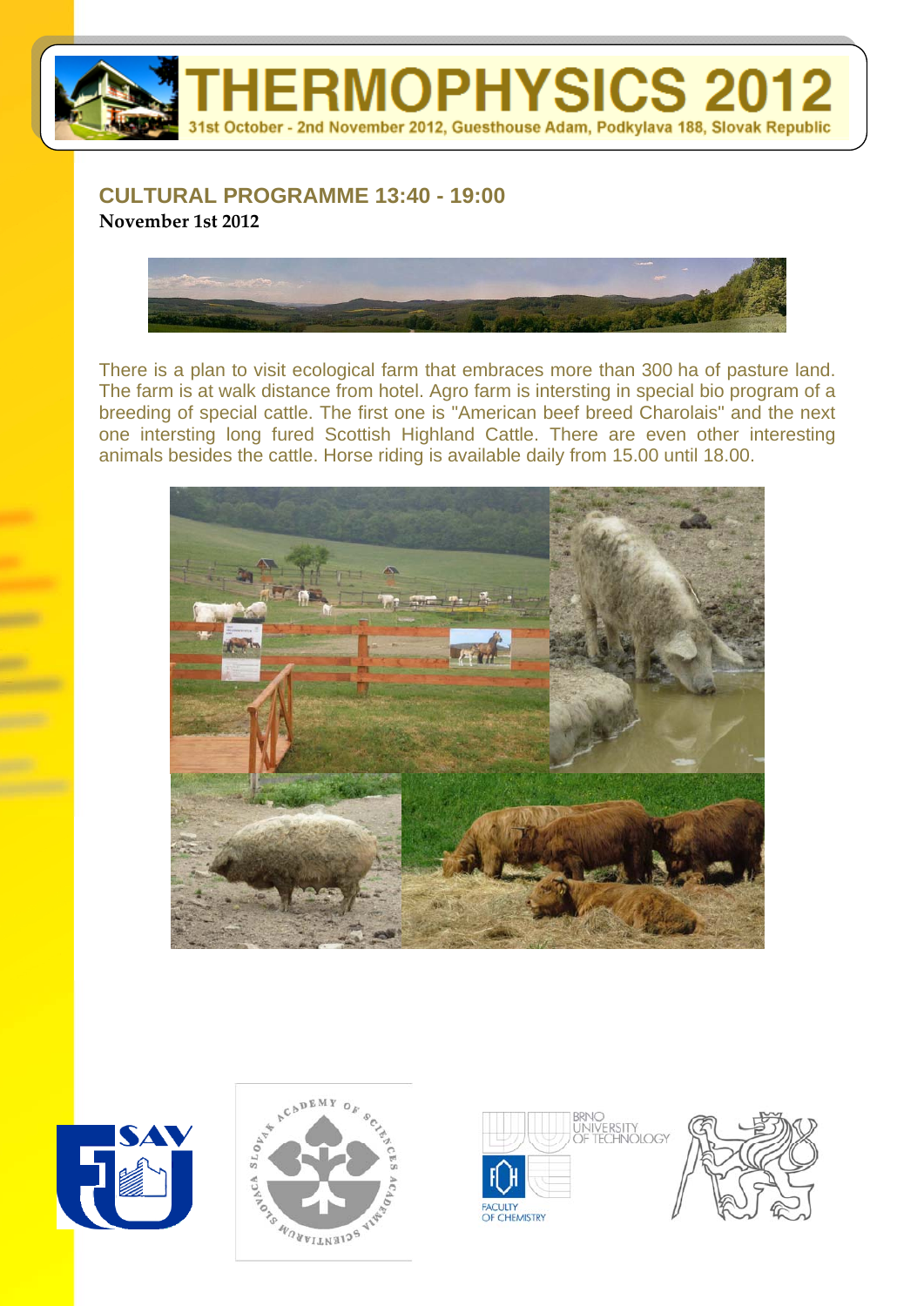# THERMOPHYSICS 2012

31st October - 2nd November 2012, Guesthouse Adam, Podkylava 188, Slovak Republic

## CULTURAL PROGRAMME 13:40 - 19:00

**November 1st 2012**

There is a plan to visit ecological farm that embraces more than 300 ha of pasture land. The farm is at walk distance from hotel. Agro farm is intersting in special bio program of a breeding of special cattle. The first one is "American beef breed Charolais" and the next one intersting long fured Scottish Highland Cattle. There are even other interesting animals besides the cattle. Horse riding is available daily from 15.00 until 18.00.

SAV

SLOVACA ACADEMY OF SCIENCES ACADEMIA SCIENTIARUM SLOVAK

BRNO UNIVERSITY OF TECHNOLOGY

FACULTY OF CHEMISTRY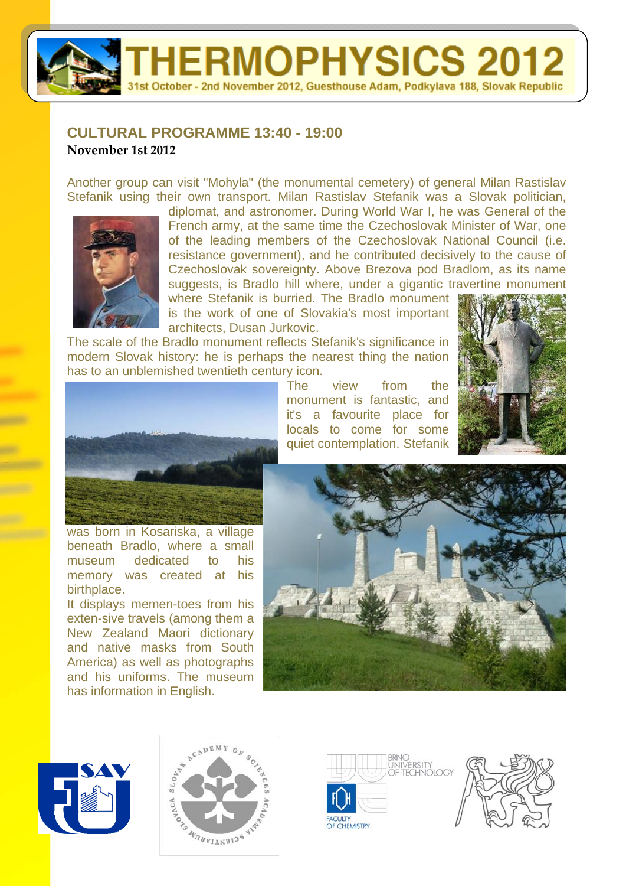## CULTURAL PROGRAMME 13:40 - 19:00

**November 1st 2012**

Another group can visit "Mohyla" (the monumental cemetery) of general Milan Rastislav Stefanik using their own transport. Milan Rastislav Stefanik was a Slovak politician, diplomat, and astronomer. During World War I, he was General of the French army, at the same time the Czechoslovak Minister of War, one of the leading members of the Czechoslovak National Council (i.e. resistance government), and he contributed decisively to the cause of Czechoslovak sovereignty. Above Brezova pod Bradlom, as its name suggests, is Bradlo hill where, under a gigantic travertine monument where Stefanik is burried. The Bradlo monument is the work of one of Slovakia's most important architects, Dusan Jurkovic.

The scale of the Bradlo monument reflects Stefanik's significance in modern Slovak history: he is perhaps the nearest thing the nation has to an unblemished twentieth century icon.

The view from the monument is fantastic, and it's a favourite place for locals to come for some quiet contemplation. Stefanik was born in Kosariska, a village beneath Bradlo, where a small museum dedicated to his memory was created at his birthplace.

It displays memen-toes from his exten-sive travels (among them a New Zealand Maori dictionary and native masks from South America) as well as photographs and his uniforms. The museum has information in English.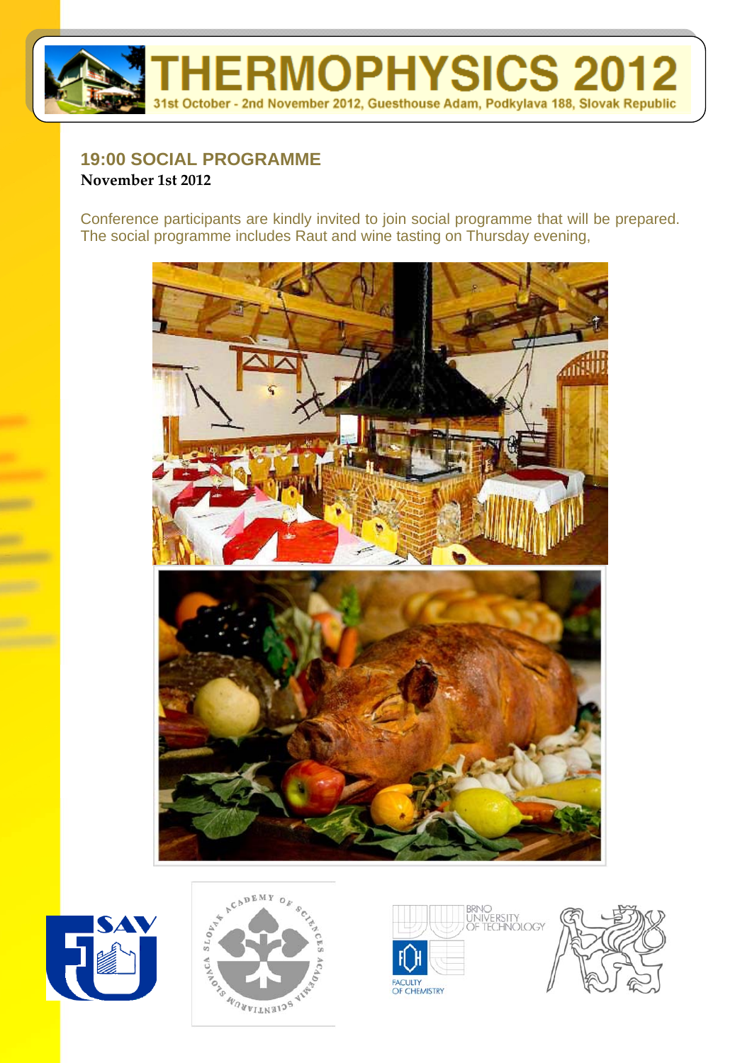## 19:00 SOCIAL PROGRAMME

**November 1st 2012**

Conference participants are kindly invited to join social programme that will be prepared. The social programme includes Raut and wine tasting on Thursday evening,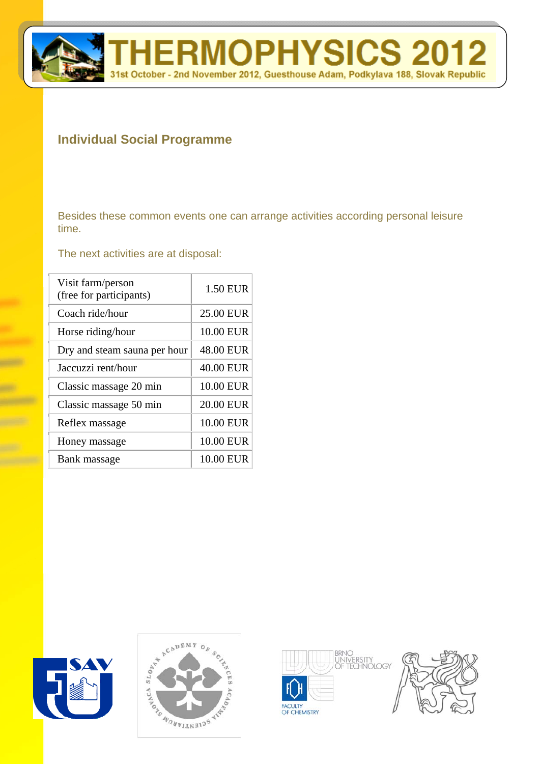## Individual Social Programme

Besides these common events one can arrange activities according personal leisure time.

The next activities are at disposal:

| | |
|---|---|
| Visit farm/person (free for participants) | 1.50 EUR |
| Coach ride/hour | 25.00 EUR |
| Horse riding/hour | 10.00 EUR |
| Dry and steam sauna per hour | 48.00 EUR |
| Jaccuzzi rent/hour | 40.00 EUR |
| Classic massage 20 min | 10.00 EUR |
| Classic massage 50 min | 20.00 EUR |
| Reflex massage | 10.00 EUR |
| Honey massage | 10.00 EUR |
| Bank massage | 10.00 EUR |